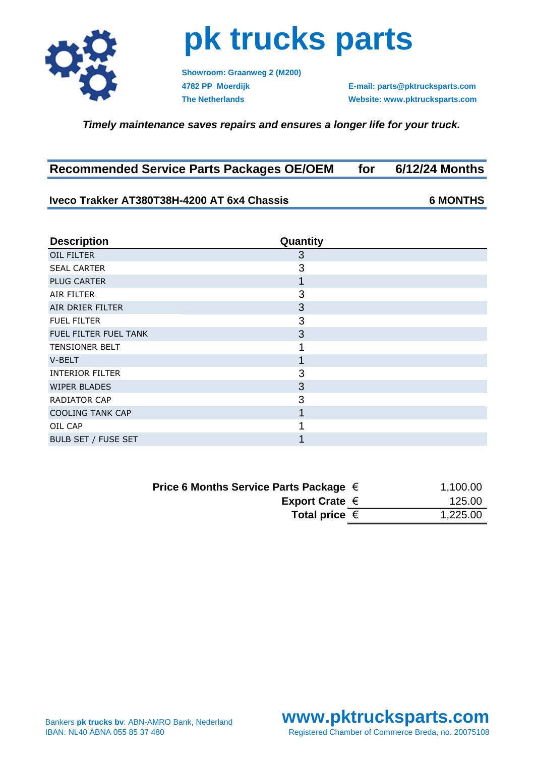# pk trucks parts

**Showroom: Graanweg 2 (M200)**
**4782 PP Moerdijk**
**The Netherlands**

**E-mail: parts@pktrucksparts.com**
**Website: www.pktrucksparts.com**

***Timely maintenance saves repairs and ensures a longer life for your truck.***

## Recommended Service Parts Packages OE/OEM for 6/12/24 Months

### Iveco Trakker AT380T38H-4200 AT 6x4 Chassis — 6 MONTHS

| Description | Quantity |
|---|---|
| OIL FILTER | 3 |
| SEAL CARTER | 3 |
| PLUG CARTER | 1 |
| AIR FILTER | 3 |
| AIR DRIER FILTER | 3 |
| FUEL FILTER | 3 |
| FUEL FILTER FUEL TANK | 3 |
| TENSIONER BELT | 1 |
| V-BELT | 1 |
| INTERIOR FILTER | 3 |
| WIPER BLADES | 3 |
| RADIATOR CAP | 3 |
| COOLING TANK CAP | 1 |
| OIL CAP | 1 |
| BULB SET / FUSE SET | 1 |

| | | |
|---|---|---|
| **Price 6 Months Service Parts Package** | € | 1,100.00 |
| **Export Crate** | € | 125.00 |
| **Total price** | € | 1,225.00 |

Bankers **pk trucks bv**: ABN-AMRO Bank, Nederland
IBAN: NL40 ABNA 055 85 37 480

**www.pktrucksparts.com**
Registered Chamber of Commerce Breda, no. 20075108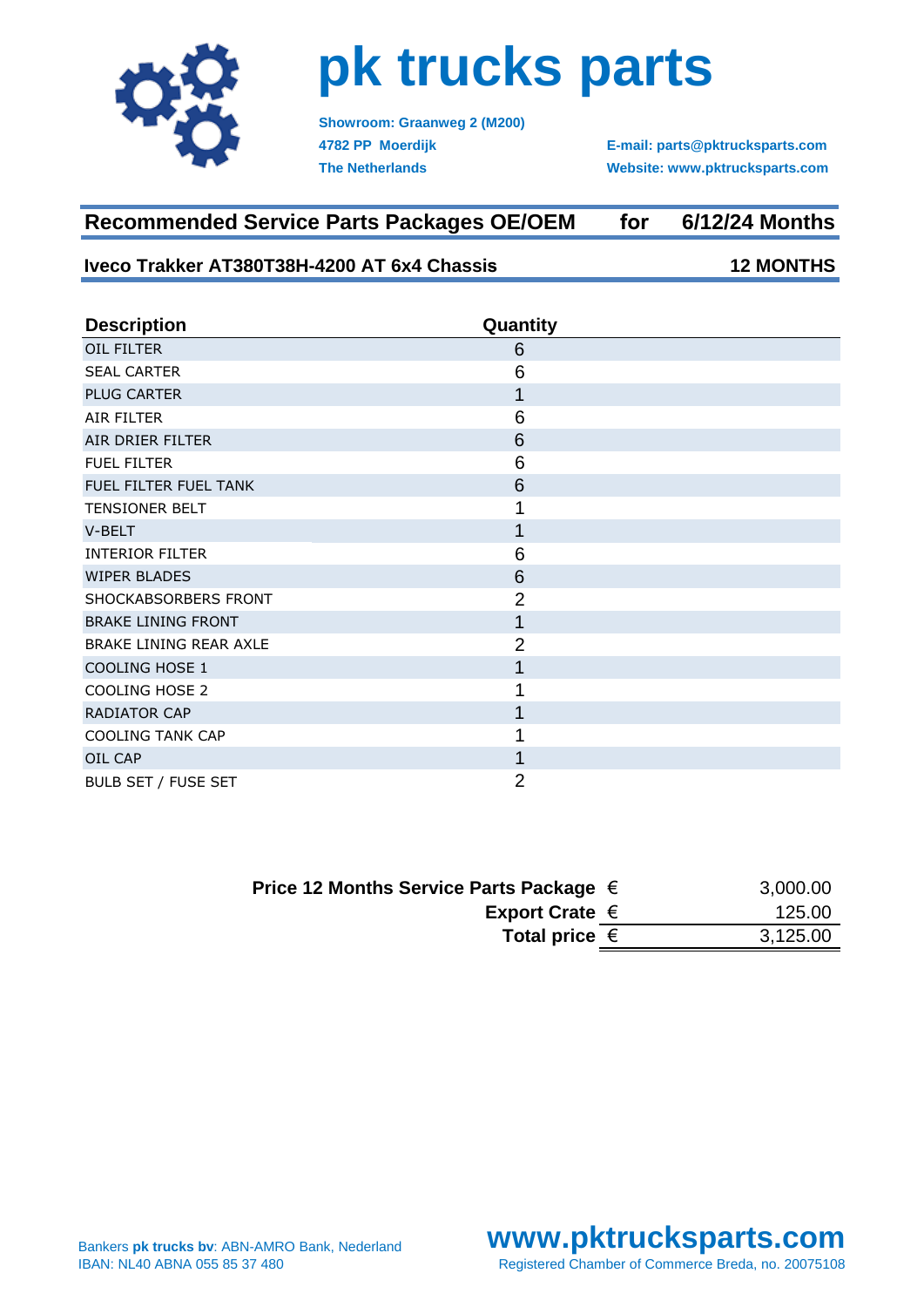# pk trucks parts

Showroom: Graanweg 2 (M200)
4782 PP Moerdijk
The Netherlands

E-mail: parts@pktrucksparts.com
Website: www.pktrucksparts.com

## Recommended Service Parts Packages OE/OEM for 6/12/24 Months

### Iveco Trakker AT380T38H-4200 AT 6x4 Chassis — 12 MONTHS

| Description | Quantity |
|---|---|
| OIL FILTER | 6 |
| SEAL CARTER | 6 |
| PLUG CARTER | 1 |
| AIR FILTER | 6 |
| AIR DRIER FILTER | 6 |
| FUEL FILTER | 6 |
| FUEL FILTER FUEL TANK | 6 |
| TENSIONER BELT | 1 |
| V-BELT | 1 |
| INTERIOR FILTER | 6 |
| WIPER BLADES | 6 |
| SHOCKABSORBERS FRONT | 2 |
| BRAKE LINING FRONT | 1 |
| BRAKE LINING REAR AXLE | 2 |
| COOLING HOSE 1 | 1 |
| COOLING HOSE 2 | 1 |
| RADIATOR CAP | 1 |
| COOLING TANK CAP | 1 |
| OIL CAP | 1 |
| BULB SET / FUSE SET | 2 |

| | | |
|---|---|---|
| **Price 12 Months Service Parts Package** | € | 3,000.00 |
| **Export Crate** | € | 125.00 |
| **Total price** | € | 3,125.00 |

Bankers **pk trucks bv**: ABN-AMRO Bank, Nederland
IBAN: NL40 ABNA 055 85 37 480

**www.pktrucksparts.com**
Registered Chamber of Commerce Breda, no. 20075108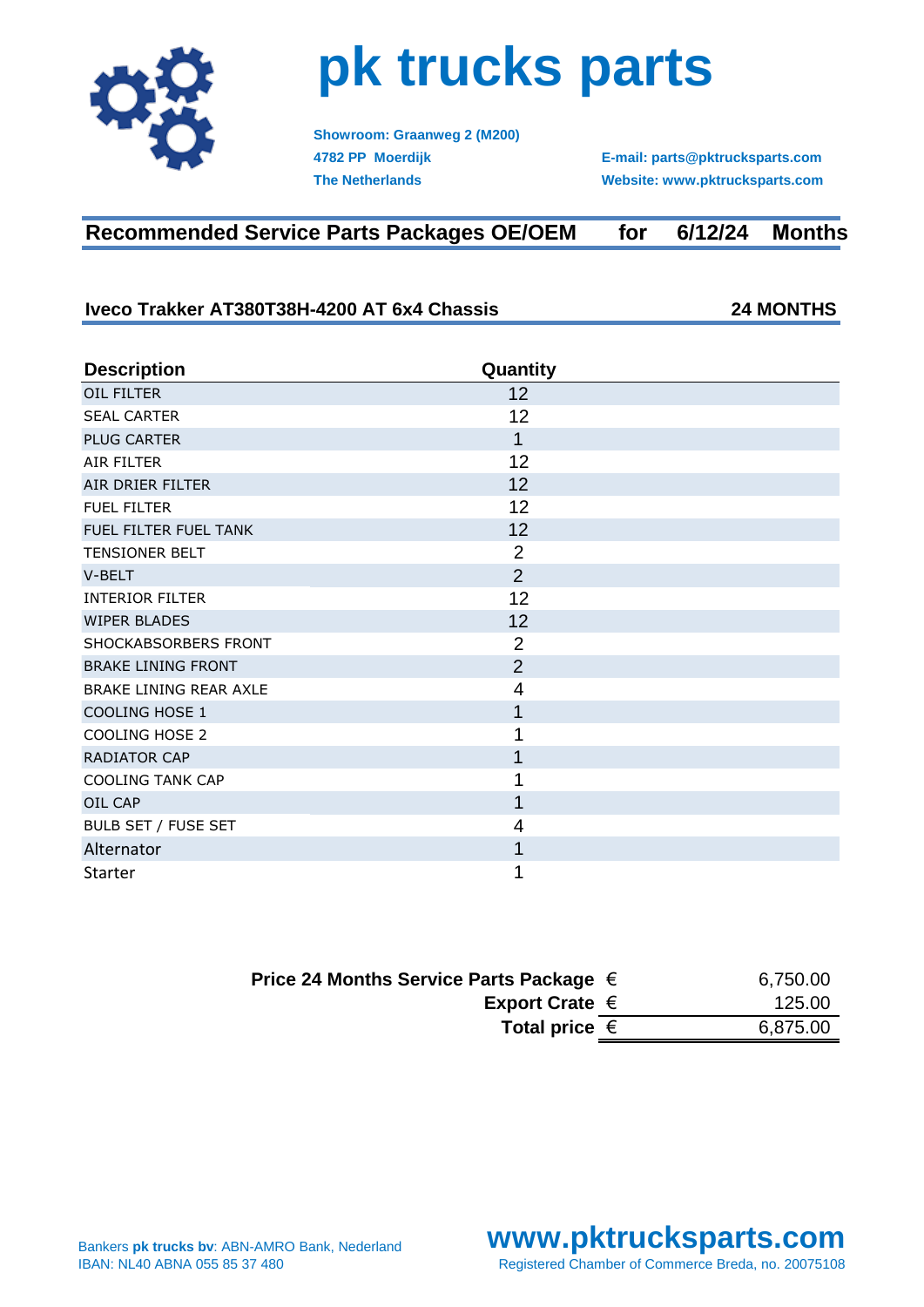# pk trucks parts

**Showroom: Graanweg 2 (M200)**
**4782 PP Moerdijk**
**The Netherlands**

**E-mail: parts@pktrucksparts.com**
**Website: www.pktrucksparts.com**

## Recommended Service Parts Packages OE/OEM for 6/12/24 Months

### Iveco Trakker AT380T38H-4200 AT 6x4 Chassis — 24 MONTHS

| Description | Quantity |
|---|---|
| OIL FILTER | 12 |
| SEAL CARTER | 12 |
| PLUG CARTER | 1 |
| AIR FILTER | 12 |
| AIR DRIER FILTER | 12 |
| FUEL FILTER | 12 |
| FUEL FILTER FUEL TANK | 12 |
| TENSIONER BELT | 2 |
| V-BELT | 2 |
| INTERIOR FILTER | 12 |
| WIPER BLADES | 12 |
| SHOCKABSORBERS FRONT | 2 |
| BRAKE LINING FRONT | 2 |
| BRAKE LINING REAR AXLE | 4 |
| COOLING HOSE 1 | 1 |
| COOLING HOSE 2 | 1 |
| RADIATOR CAP | 1 |
| COOLING TANK CAP | 1 |
| OIL CAP | 1 |
| BULB SET / FUSE SET | 4 |
| Alternator | 1 |
| Starter | 1 |

| | | |
|---|---|---|
| **Price 24 Months Service Parts Package** | € | 6,750.00 |
| **Export Crate** | € | 125.00 |
| **Total price** | € | 6,875.00 |

Bankers **pk trucks bv**: ABN-AMRO Bank, Nederland
IBAN: NL40 ABNA 055 85 37 480

**www.pktrucksparts.com**
Registered Chamber of Commerce Breda, no. 20075108